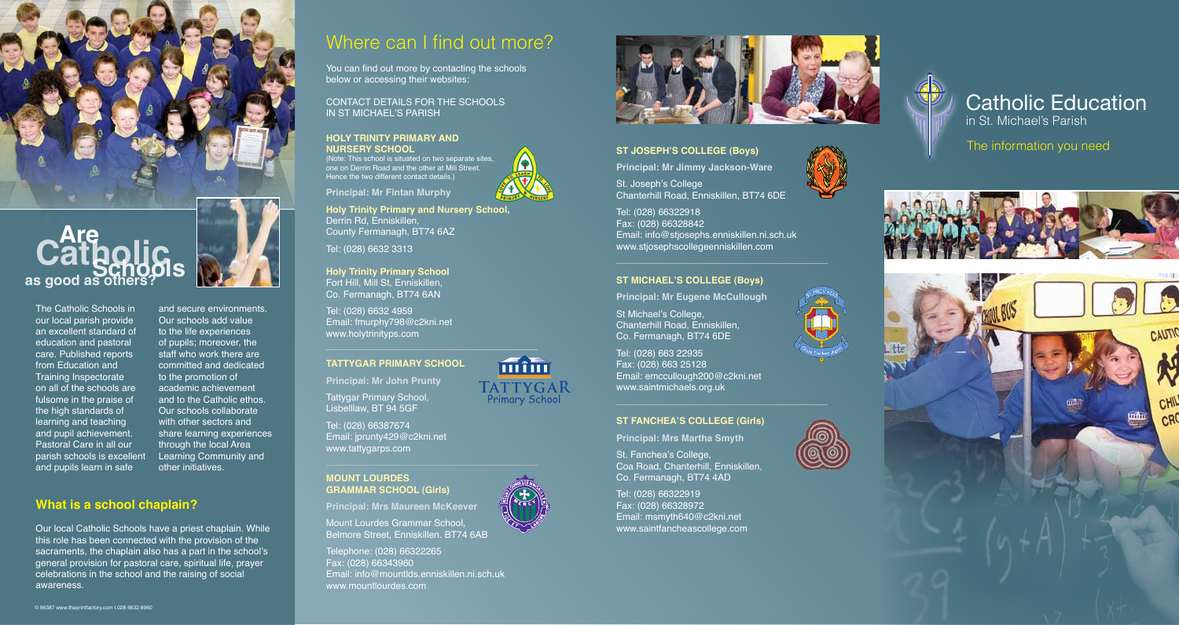# Are Catholic Schools as good as others?

The Catholic Schools in our local parish provide an excellent standard of education and pastoral care. Published reports from Education and Training Inspectorate on all of the schools are fulsome in the praise of the high standards of learning and teaching and pupil achievement. Pastoral Care in all our parish schools is excellent and pupils learn in safe and secure environments. Our schools add value to the life experiences of pupils; moreover, the staff who work there are committed and dedicated to the promotion of academic achievement and to the Catholic ethos. Our schools collaborate with other sectors and share learning experiences through the local Area Learning Community and other initiatives.

## What is a school chaplain?

Our local Catholic Schools have a priest chaplain. While this role has been connected with the provision of the sacraments, the chaplain also has a part in the school's general provision for pastoral care, spiritual life, prayer celebrations in the school and the raising of social awareness.

© 96387 www.theprintfactory.com t.028 6632 6960

# Where can I find out more?

You can find out more by contacting the schools below or accessing their websites:

CONTACT DETAILS FOR THE SCHOOLS IN ST MICHAEL'S PARISH

### HOLY TRINITY PRIMARY AND NURSERY SCHOOL

(Note: This school is situated on two separate sites, one on Derrin Road and the other at Mill Street. Hence the two different contact details.)

**Principal: Mr Fintan Murphy**

**Holy Trinity Primary and Nursery School,**
Derrin Rd, Enniskillen,
County Fermanagh, BT74 6AZ

Tel: (028) 6632 3313

**Holy Trinity Primary School**
Fort Hill, Mill St, Enniskillen,
Co. Fermanagh, BT74 6AN

Tel: (028) 6632 4959
Email: fmurphy798@c2kni.net
www.holytrinityps.com

### TATTYGAR PRIMARY SCHOOL

**Principal: Mr John Prunty**

Tattygar Primary School,
Lisbelllaw, BT 94 5GF

Tel: (028) 66387674
Email: jprunty429@c2kni.net
www.tattygarps.com

### MOUNT LOURDES GRAMMAR SCHOOL (Girls)

**Principal: Mrs Maureen McKeever**

Mount Lourdes Grammar School,
Belmore Street, Enniskillen. BT74 6AB

Telephone: (028) 66322265
Fax: (028) 66343960
Email: info@mountlds.enniskillen.ni.sch.uk
www.mountlourdes.com

### ST JOSEPH'S COLLEGE (Boys)

**Principal: Mr Jimmy Jackson-Ware**

St. Joseph's College
Chanterhill Road, Enniskillen, BT74 6DE

Tel: (028) 66322918
Fax: (028) 66328842
Email: info@stjosephs.enniskillen.ni.sch.uk
www.stjosephscollegeenniskillen.com

### ST MICHAEL'S COLLEGE (Boys)

**Principal: Mr Eugene McCullough**

St Michael's College,
Chanterhill Road, Enniskillen,
Co. Fermanagh, BT74 6DE

Tel: (028) 663 22935
Fax: (028) 663 25128
Email: emccullough200@c2kni.net
www.saintmichaels.org.uk

### ST FANCHEA'S COLLEGE (Girls)

**Principal: Mrs Martha Smyth**

St. Fanchea's College,
Coa Road, Chanterhill, Enniskillen,
Co. Fermanagh, BT74 4AD

Tel: (028) 66322919
Fax: (028) 66328972
Email: msmyth640@c2kni.net
www.saintfancheascollege.com

# Catholic Education
in St. Michael's Parish

The information you need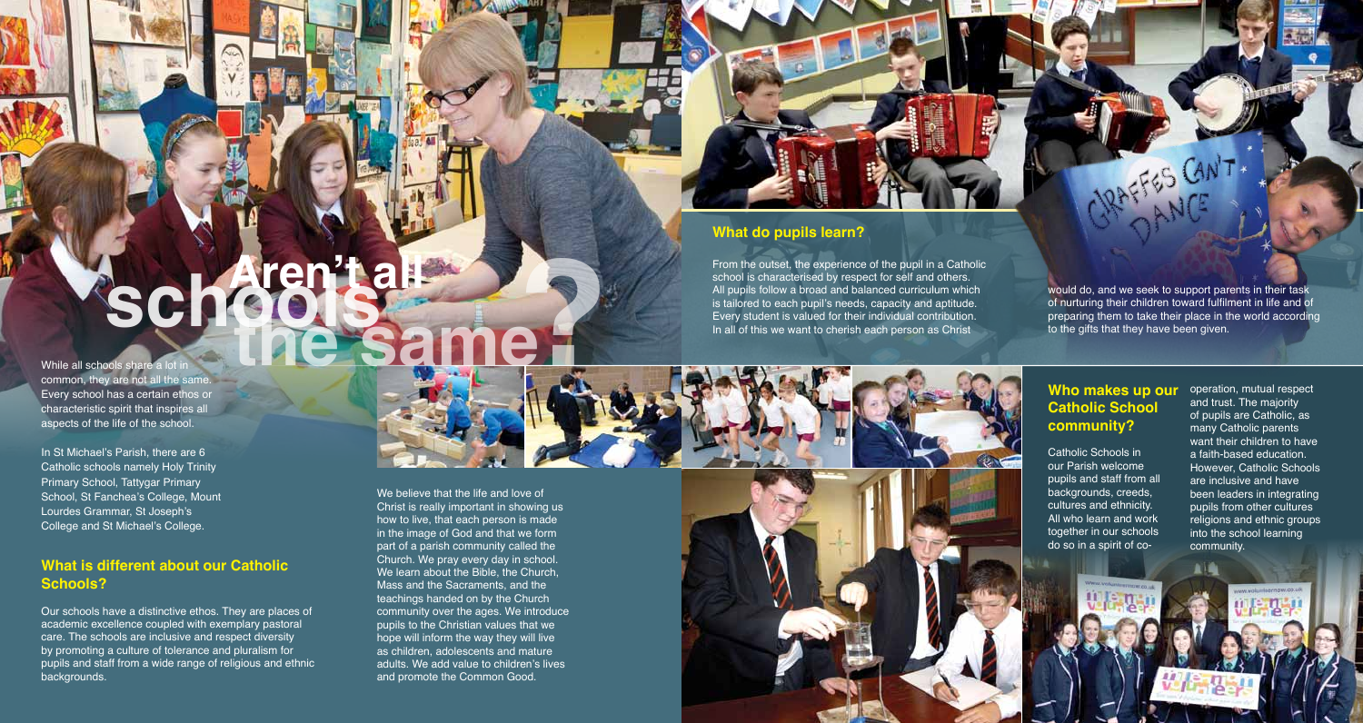# Aren't all schools the same?

While all schools share a lot in common, they are not all the same. Every school has a certain ethos or characteristic spirit that inspires all aspects of the life of the school.

In St Michael's Parish, there are 6 Catholic schools namely Holy Trinity Primary School, Tattygar Primary School, St Fanchea's College, Mount Lourdes Grammar, St Joseph's College and St Michael's College.

## What is different about our Catholic Schools?

Our schools have a distinctive ethos. They are places of academic excellence coupled with exemplary pastoral care. The schools are inclusive and respect diversity by promoting a culture of tolerance and pluralism for pupils and staff from a wide range of religious and ethnic backgrounds.

We believe that the life and love of Christ is really important in showing us how to live, that each person is made in the image of God and that we form part of a parish community called the Church. We pray every day in school. We learn about the Bible, the Church, Mass and the Sacraments, and the teachings handed on by the Church community over the ages. We introduce pupils to the Christian values that we hope will inform the way they will live as children, adolescents and mature adults. We add value to children's lives and promote the Common Good.

## What do pupils learn?

From the outset, the experience of the pupil in a Catholic school is characterised by respect for self and others. All pupils follow a broad and balanced curriculum which is tailored to each pupil's needs, capacity and aptitude. Every student is valued for their individual contribution. In all of this we want to cherish each person as Christ would do, and we seek to support parents in their task of nurturing their children toward fulfilment in life and of preparing them to take their place in the world according to the gifts that they have been given.

## Who makes up our Catholic School community?

Catholic Schools in our Parish welcome pupils and staff from all backgrounds, creeds, cultures and ethnicity. All who learn and work together in our schools do so in a spirit of co-operation, mutual respect and trust. The majority of pupils are Catholic, as many Catholic parents want their children to have a faith-based education. However, Catholic Schools are inclusive and have been leaders in integrating pupils from other cultures religions and ethnic groups into the school learning community.